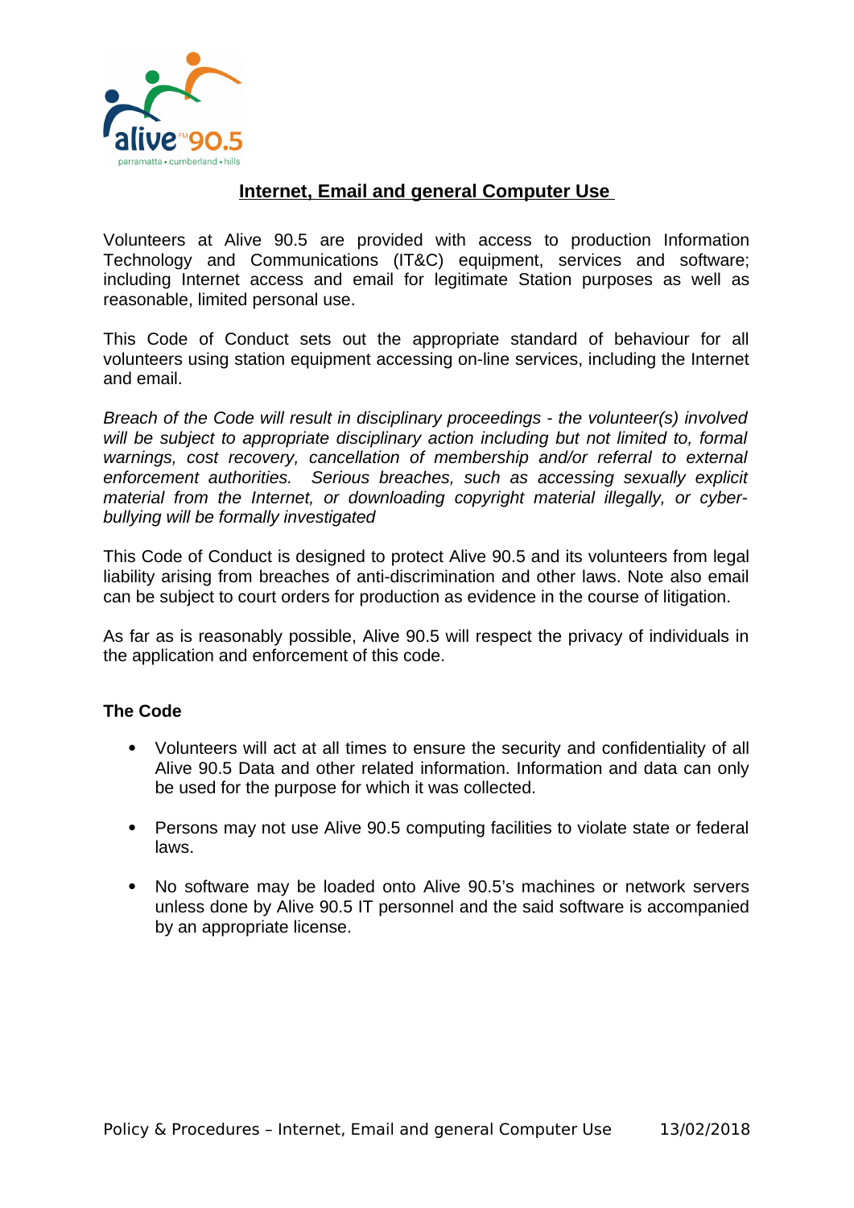# Internet, Email and general Computer Use

Volunteers at Alive 90.5 are provided with access to production Information Technology and Communications (IT&C) equipment, services and software; including Internet access and email for legitimate Station purposes as well as reasonable, limited personal use.

This Code of Conduct sets out the appropriate standard of behaviour for all volunteers using station equipment accessing on-line services, including the Internet and email.

*Breach of the Code will result in disciplinary proceedings - the volunteer(s) involved will be subject to appropriate disciplinary action including but not limited to, formal warnings, cost recovery, cancellation of membership and/or referral to external enforcement authorities. Serious breaches, such as accessing sexually explicit material from the Internet, or downloading copyright material illegally, or cyber-bullying will be formally investigated*

This Code of Conduct is designed to protect Alive 90.5 and its volunteers from legal liability arising from breaches of anti-discrimination and other laws. Note also email can be subject to court orders for production as evidence in the course of litigation.

As far as is reasonably possible, Alive 90.5 will respect the privacy of individuals in the application and enforcement of this code.

**The Code**

- Volunteers will act at all times to ensure the security and confidentiality of all Alive 90.5 Data and other related information. Information and data can only be used for the purpose for which it was collected.
- Persons may not use Alive 90.5 computing facilities to violate state or federal laws.
- No software may be loaded onto Alive 90.5's machines or network servers unless done by Alive 90.5 IT personnel and the said software is accompanied by an appropriate license.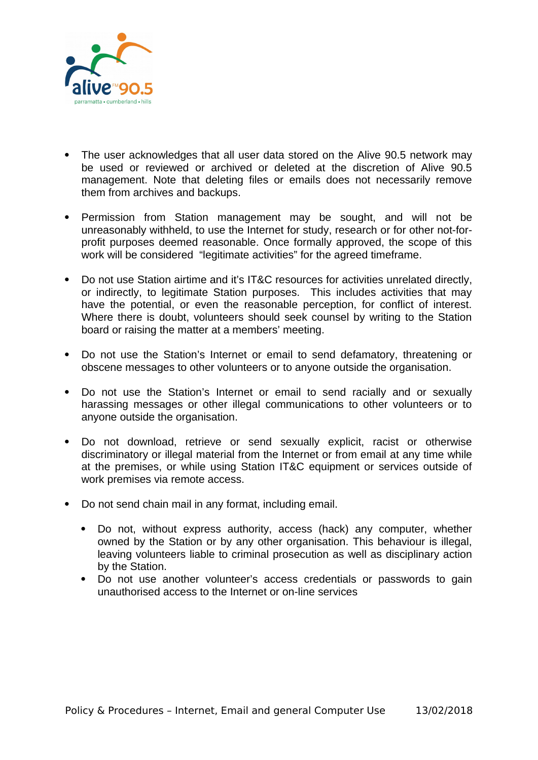- The user acknowledges that all user data stored on the Alive 90.5 network may be used or reviewed or archived or deleted at the discretion of Alive 90.5 management. Note that deleting files or emails does not necessarily remove them from archives and backups.

- Permission from Station management may be sought, and will not be unreasonably withheld, to use the Internet for study, research or for other not-for-profit purposes deemed reasonable. Once formally approved, the scope of this work will be considered "legitimate activities" for the agreed timeframe.

- Do not use Station airtime and it's IT&C resources for activities unrelated directly, or indirectly, to legitimate Station purposes. This includes activities that may have the potential, or even the reasonable perception, for conflict of interest. Where there is doubt, volunteers should seek counsel by writing to the Station board or raising the matter at a members' meeting.

- Do not use the Station's Internet or email to send defamatory, threatening or obscene messages to other volunteers or to anyone outside the organisation.

- Do not use the Station's Internet or email to send racially and or sexually harassing messages or other illegal communications to other volunteers or to anyone outside the organisation.

- Do not download, retrieve or send sexually explicit, racist or otherwise discriminatory or illegal material from the Internet or from email at any time while at the premises, or while using Station IT&C equipment or services outside of work premises via remote access.

- Do not send chain mail in any format, including email.

  - Do not, without express authority, access (hack) any computer, whether owned by the Station or by any other organisation. This behaviour is illegal, leaving volunteers liable to criminal prosecution as well as disciplinary action by the Station.
  - Do not use another volunteer's access credentials or passwords to gain unauthorised access to the Internet or on-line services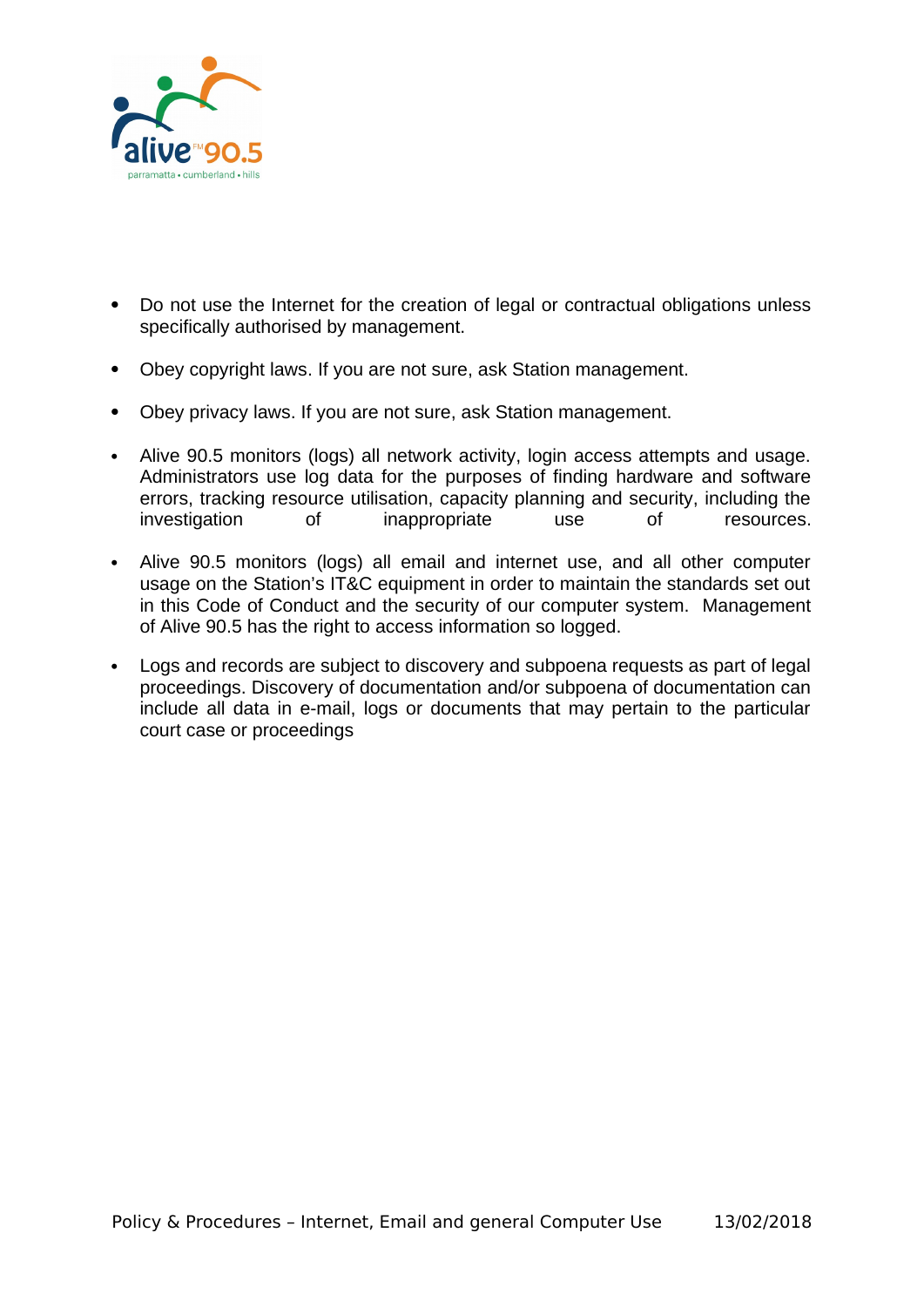- Do not use the Internet for the creation of legal or contractual obligations unless specifically authorised by management.

- Obey copyright laws. If you are not sure, ask Station management.

- Obey privacy laws. If you are not sure, ask Station management.

- Alive 90.5 monitors (logs) all network activity, login access attempts and usage. Administrators use log data for the purposes of finding hardware and software errors, tracking resource utilisation, capacity planning and security, including the investigation of inappropriate use of resources.

- Alive 90.5 monitors (logs) all email and internet use, and all other computer usage on the Station's IT&C equipment in order to maintain the standards set out in this Code of Conduct and the security of our computer system. Management of Alive 90.5 has the right to access information so logged.

- Logs and records are subject to discovery and subpoena requests as part of legal proceedings. Discovery of documentation and/or subpoena of documentation can include all data in e-mail, logs or documents that may pertain to the particular court case or proceedings